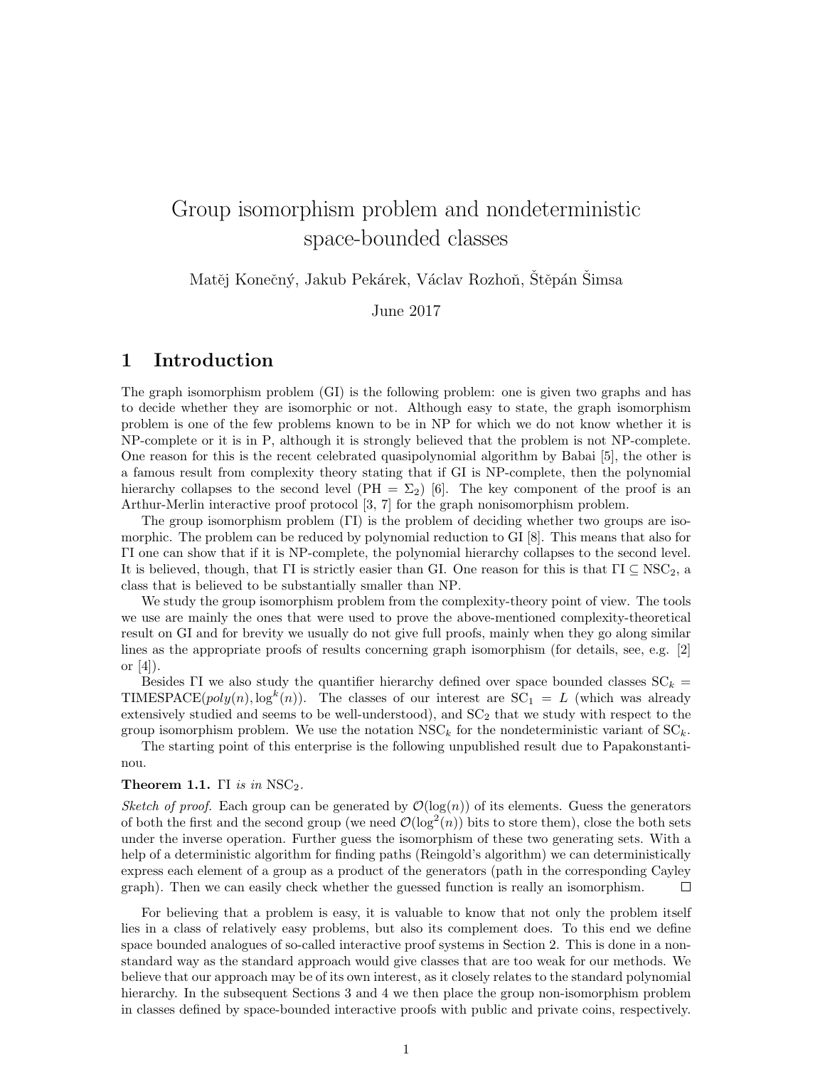# Group isomorphism problem and nondeterministic space-bounded classes

Matěj Konečný, Jakub Pekárek, Václav Rozhoň, Štěpán Šimsa

June 2017

## 1 Introduction

The graph isomorphism problem (GI) is the following problem: one is given two graphs and has to decide whether they are isomorphic or not. Although easy to state, the graph isomorphism problem is one of the few problems known to be in NP for which we do not know whether it is NP-complete or it is in P, although it is strongly believed that the problem is not NP-complete. One reason for this is the recent celebrated quasipolynomial algorithm by Babai [5], the other is a famous result from complexity theory stating that if GI is NP-complete, then the polynomial hierarchy collapses to the second level (PH $= \Sigma_2$) [6]. The key component of the proof is an Arthur-Merlin interactive proof protocol [3, 7] for the graph nonisomorphism problem.

The group isomorphism problem ($\Gamma$I) is the problem of deciding whether two groups are isomorphic. The problem can be reduced by polynomial reduction to GI [8]. This means that also for $\Gamma$I one can show that if it is NP-complete, the polynomial hierarchy collapses to the second level. It is believed, though, that $\Gamma$I is strictly easier than GI. One reason for this is that $\Gamma\text{I} \subseteq \text{NSC}_2$, a class that is believed to be substantially smaller than NP.

We study the group isomorphism problem from the complexity-theory point of view. The tools we use are mainly the ones that were used to prove the above-mentioned complexity-theoretical result on GI and for brevity we usually do not give full proofs, mainly when they go along similar lines as the appropriate proofs of results concerning graph isomorphism (for details, see, e.g. [2] or [4]).

Besides $\Gamma$I we also study the quantifier hierarchy defined over space bounded classes $\text{SC}_k = \text{TIMESPACE}(poly(n), \log^k(n))$. The classes of our interest are $\text{SC}_1 = L$ (which was already extensively studied and seems to be well-understood), and $\text{SC}_2$ that we study with respect to the group isomorphism problem. We use the notation $\text{NSC}_k$ for the nondeterministic variant of $\text{SC}_k$.

The starting point of this enterprise is the following unpublished result due to Papakonstantinou.

**Theorem 1.1.** *$\Gamma$I is in* $\text{NSC}_2$.

*Sketch of proof.* Each group can be generated by $\mathcal{O}(\log(n))$ of its elements. Guess the generators of both the first and the second group (we need $\mathcal{O}(\log^2(n))$ bits to store them), close the both sets under the inverse operation. Further guess the isomorphism of these two generating sets. With a help of a deterministic algorithm for finding paths (Reingold's algorithm) we can deterministically express each element of a group as a product of the generators (path in the corresponding Cayley graph). Then we can easily check whether the guessed function is really an isomorphism. □

For believing that a problem is easy, it is valuable to know that not only the problem itself lies in a class of relatively easy problems, but also its complement does. To this end we define space bounded analogues of so-called interactive proof systems in Section 2. This is done in a non-standard way as the standard approach would give classes that are too weak for our methods. We believe that our approach may be of its own interest, as it closely relates to the standard polynomial hierarchy. In the subsequent Sections 3 and 4 we then place the group non-isomorphism problem in classes defined by space-bounded interactive proofs with public and private coins, respectively.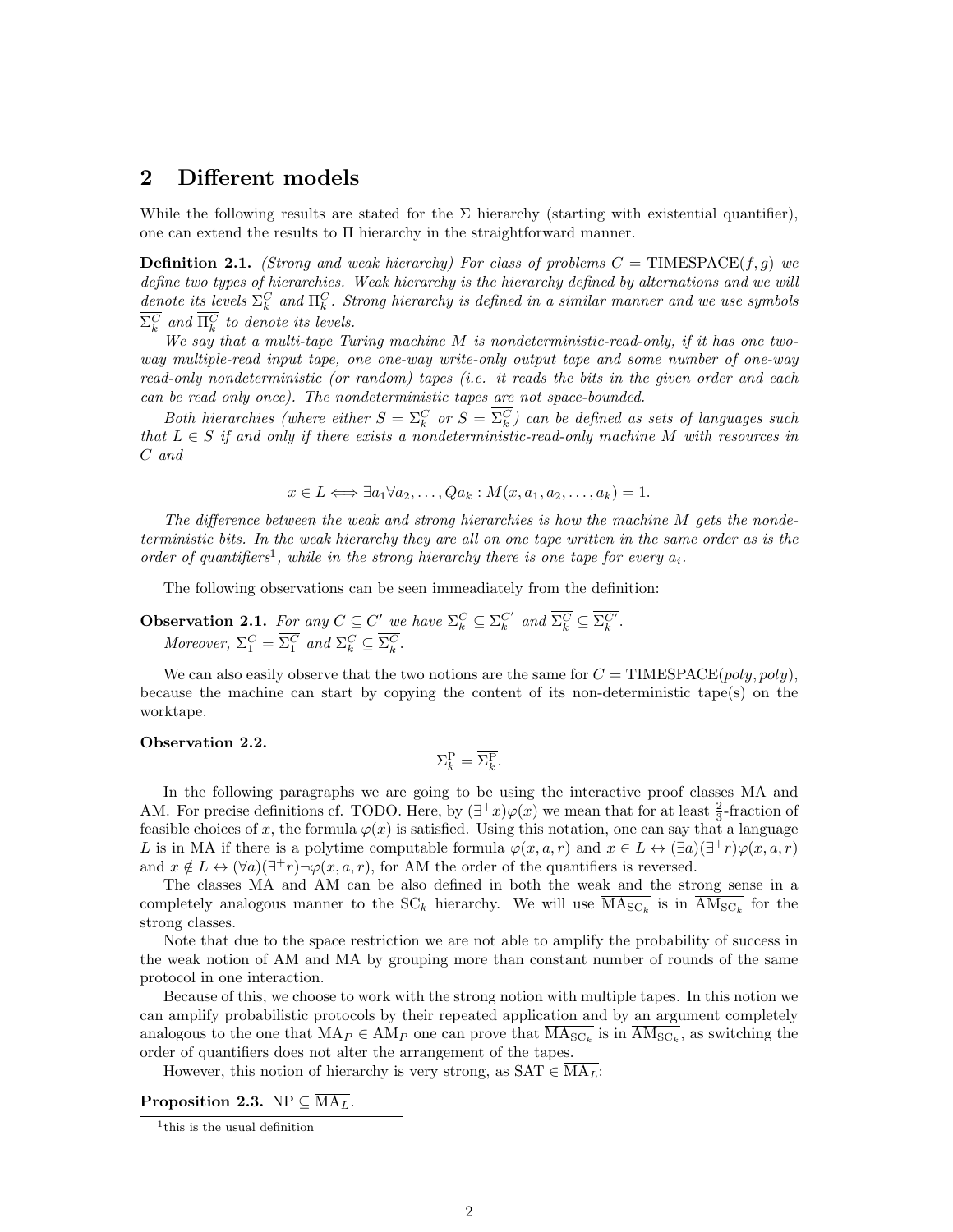## 2 Different models

While the following results are stated for the $\Sigma$ hierarchy (starting with existential quantifier), one can extend the results to $\Pi$ hierarchy in the straightforward manner.

**Definition 2.1.** *(Strong and weak hierarchy) For class of problems $C = \text{TIMESPACE}(f, g)$ we define two types of hierarchies. Weak hierarchy is the hierarchy defined by alternations and we will denote its levels $\Sigma_k^C$ and $\Pi_k^C$. Strong hierarchy is defined in a similar manner and we use symbols $\overline{\Sigma_k^C}$ and $\overline{\Pi_k^C}$ to denote its levels.*

*We say that a multi-tape Turing machine $M$ is nondeterministic-read-only, if it has one two-way multiple-read input tape, one one-way write-only output tape and some number of one-way read-only nondeterministic (or random) tapes (i.e. it reads the bits in the given order and each can be read only once). The nondeterministic tapes are not space-bounded.*

*Both hierarchies (where either $S = \Sigma_k^C$ or $S = \overline{\Sigma_k^C}$) can be defined as sets of languages such that $L \in S$ if and only if there exists a nondeterministic-read-only machine $M$ with resources in $C$ and*

$$x \in L \iff \exists a_1 \forall a_2, \ldots, Q a_k : M(x, a_1, a_2, \ldots, a_k) = 1.$$

*The difference between the weak and strong hierarchies is how the machine $M$ gets the nondeterministic bits. In the weak hierarchy they are all on one tape written in the same order as is the order of quantifiers[1], while in the strong hierarchy there is one tape for every $a_i$.*

The following observations can be seen immeadiately from the definition:

**Observation 2.1.** *For any $C \subseteq C'$ we have $\Sigma_k^C \subseteq \Sigma_k^{C'}$ and $\overline{\Sigma_k^C} \subseteq \overline{\Sigma_k^{C'}}$.*
*Moreover, $\Sigma_1^C = \overline{\Sigma_1^C}$ and $\Sigma_k^C \subseteq \overline{\Sigma_k^C}$.*

We can also easily observe that the two notions are the same for $C = \text{TIMESPACE}(poly, poly)$, because the machine can start by copying the content of its non-deterministic tape(s) on the worktape.

**Observation 2.2.**

$$\Sigma_k^{\text{P}} = \overline{\Sigma_k^{\text{P}}}.$$

In the following paragraphs we are going to be using the interactive proof classes MA and AM. For precise definitions cf. TODO. Here, by $(\exists^+ x)\varphi(x)$ we mean that for at least $\frac{2}{3}$-fraction of feasible choices of $x$, the formula $\varphi(x)$ is satisfied. Using this notation, one can say that a language $L$ is in MA if there is a polytime computable formula $\varphi(x, a, r)$ and $x \in L \leftrightarrow (\exists a)(\exists^+ r)\varphi(x, a, r)$ and $x \notin L \leftrightarrow (\forall a)(\exists^+ r)\neg\varphi(x, a, r)$, for AM the order of the quantifiers is reversed.

The classes MA and AM can be also defined in both the weak and the strong sense in a completely analogous manner to the $\text{SC}_k$ hierarchy. We will use $\overline{\text{MA}_{\text{SC}_k}}$ is in $\overline{\text{AM}_{\text{SC}_k}}$ for the strong classes.

Note that due to the space restriction we are not able to amplify the probability of success in the weak notion of AM and MA by grouping more than constant number of rounds of the same protocol in one interaction.

Because of this, we choose to work with the strong notion with multiple tapes. In this notion we can amplify probabilistic protocols by their repeated application and by an argument completely analogous to the one that $\text{MA}_P \in \text{AM}_P$ one can prove that $\overline{\text{MA}_{\text{SC}_k}}$ is in $\overline{\text{AM}_{\text{SC}_k}}$, as switching the order of quantifiers does not alter the arrangement of the tapes.

However, this notion of hierarchy is very strong, as $\text{SAT} \in \overline{\text{MA}_L}$:

**Proposition 2.3.** $\text{NP} \subseteq \overline{\text{MA}_L}$.

[1] this is the usual definition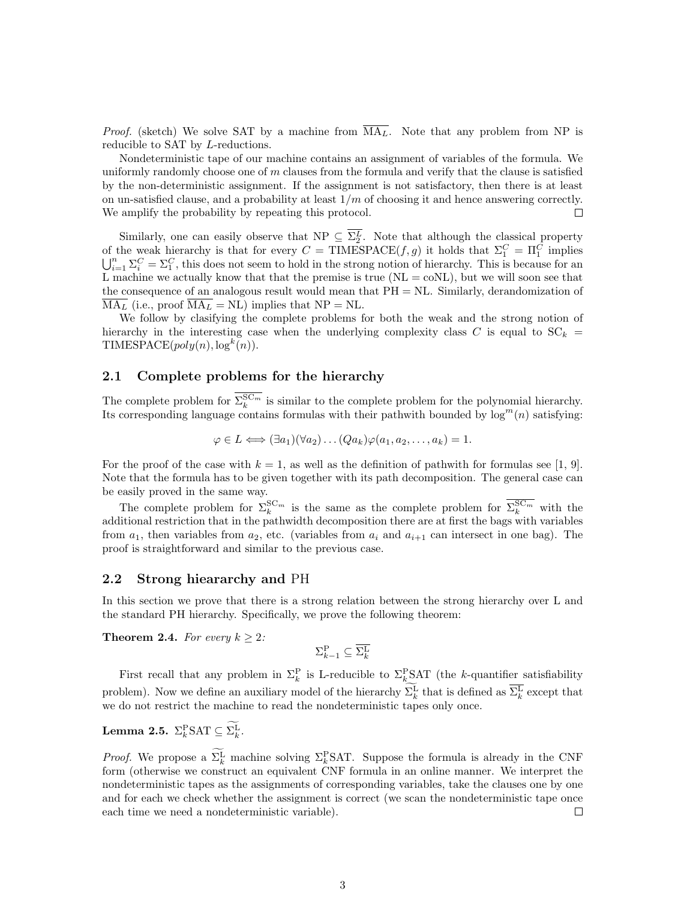*Proof.* (sketch) We solve SAT by a machine from $\overline{\mathrm{MA}_L}$. Note that any problem from NP is reducible to SAT by $L$-reductions.

Nondeterministic tape of our machine contains an assignment of variables of the formula. We uniformly randomly choose one of $m$ clauses from the formula and verify that the clause is satisfied by the non-deterministic assignment. If the assignment is not satisfactory, then there is at least on un-satisfied clause, and a probability at least $1/m$ of choosing it and hence answering correctly. We amplify the probability by repeating this protocol. □

Similarly, one can easily observe that $\mathrm{NP} \subseteq \overline{\Sigma_2^L}$. Note that although the classical property of the weak hierarchy is that for every $C = \mathrm{TIMESPACE}(f,g)$ it holds that $\Sigma_1^C = \Pi_1^C$ implies $\bigcup_{i=1}^n \Sigma_i^C = \Sigma_1^C$, this does not seem to hold in the strong notion of hierarchy. This is because for an L machine we actually know that that the premise is true ($\mathrm{NL} = \mathrm{coNL}$), but we will soon see that the consequence of an analogous result would mean that $\mathrm{PH} = \mathrm{NL}$. Similarly, derandomization of $\overline{\mathrm{MA}_L}$ (i.e., proof $\overline{\mathrm{MA}_L} = \mathrm{NL}$) implies that $\mathrm{NP} = \mathrm{NL}$.

We follow by clasifying the complete problems for both the weak and the strong notion of hierarchy in the interesting case when the underlying complexity class $C$ is equal to $\mathrm{SC}_k = \mathrm{TIMESPACE}(poly(n), \log^k(n))$.

## 2.1 Complete problems for the hierarchy

The complete problem for $\overline{\Sigma_k^{\mathrm{SC}_m}}$ is similar to the complete problem for the polynomial hierarchy. Its corresponding language contains formulas with their pathwith bounded by $\log^m(n)$ satisfying:

$$\varphi \in L \iff (\exists a_1)(\forall a_2)\ldots(Qa_k)\varphi(a_1, a_2, \ldots, a_k) = 1.$$

For the proof of the case with $k = 1$, as well as the definition of pathwith for formulas see [1, 9]. Note that the formula has to be given together with its path decomposition. The general case can be easily proved in the same way.

The complete problem for $\Sigma_k^{\mathrm{SC}_m}$ is the same as the complete problem for $\overline{\Sigma_k^{\mathrm{SC}_m}}$ with the additional restriction that in the pathwidth decomposition there are at first the bags with variables from $a_1$, then variables from $a_2$, etc. (variables from $a_i$ and $a_{i+1}$ can intersect in one bag). The proof is straightforward and similar to the previous case.

## 2.2 Strong hieararchy and PH

In this section we prove that there is a strong relation between the strong hierarchy over L and the standard PH hierarchy. Specifically, we prove the following theorem:

**Theorem 2.4.** *For every $k \geq 2$:*

$$\Sigma_{k-1}^{\mathrm{P}} \subseteq \overline{\Sigma_k^{\mathrm{L}}}$$

First recall that any problem in $\Sigma_k^{\mathrm{P}}$ is L-reducible to $\Sigma_k^{\mathrm{P}}\mathrm{SAT}$ (the $k$-quantifier satisfiability problem). Now we define an auxiliary model of the hierarchy $\widetilde{\Sigma_k^{\mathrm{L}}}$ that is defined as $\overline{\Sigma_k^{\mathrm{L}}}$ except that we do not restrict the machine to read the nondeterministic tapes only once.

**Lemma 2.5.** $\Sigma_k^{\mathrm{P}}\mathrm{SAT} \subseteq \widetilde{\Sigma_k^{\mathrm{L}}}$.

*Proof.* We propose a $\widetilde{\Sigma_k^{\mathrm{L}}}$ machine solving $\Sigma_k^{\mathrm{P}}\mathrm{SAT}$. Suppose the formula is already in the CNF form (otherwise we construct an equivalent CNF formula in an online manner. We interpret the nondeterministic tapes as the assignments of corresponding variables, take the clauses one by one and for each we check whether the assignment is correct (we scan the nondeterministic tape once each time we need a nondeterministic variable). □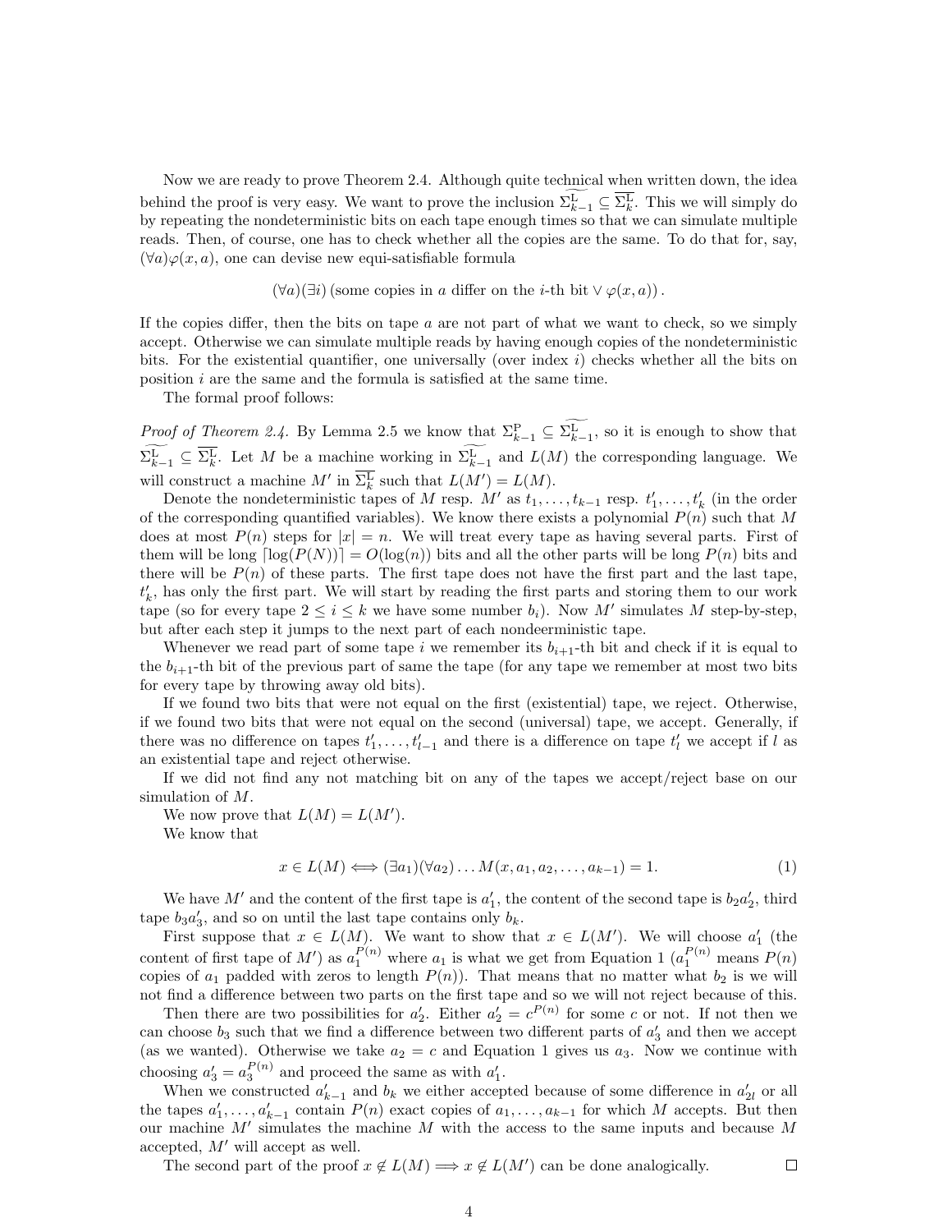Now we are ready to prove Theorem 2.4. Although quite technical when written down, the idea behind the proof is very easy. We want to prove the inclusion $\widetilde{\Sigma^{\mathrm{L}}_{k-1}} \subseteq \overline{\Sigma^{\mathrm{L}}_{k}}$. This we will simply do by repeating the nondeterministic bits on each tape enough times so that we can simulate multiple reads. Then, of course, one has to check whether all the copies are the same. To do that for, say, $(\forall a)\varphi(x,a)$, one can devise new equi-satisfiable formula

$$(\forall a)(\exists i)\,(\text{some copies in } a \text{ differ on the } i\text{-th bit} \vee \varphi(x,a))\,.$$

If the copies differ, then the bits on tape $a$ are not part of what we want to check, so we simply accept. Otherwise we can simulate multiple reads by having enough copies of the nondeterministic bits. For the existential quantifier, one universally (over index $i$) checks whether all the bits on position $i$ are the same and the formula is satisfied at the same time.

The formal proof follows:

*Proof of Theorem 2.4.* By Lemma 2.5 we know that $\Sigma^{\mathrm{P}}_{k-1} \subseteq \widetilde{\Sigma^{\mathrm{L}}_{k-1}}$, so it is enough to show that $\widetilde{\Sigma^{\mathrm{L}}_{k-1}} \subseteq \overline{\Sigma^{\mathrm{L}}_{k}}$. Let $M$ be a machine working in $\widetilde{\Sigma^{\mathrm{L}}_{k-1}}$ and $L(M)$ the corresponding language. We will construct a machine $M'$ in $\overline{\Sigma^{\mathrm{L}}_{k}}$ such that $L(M') = L(M)$.

Denote the nondeterministic tapes of $M$ resp. $M'$ as $t_1,\dots,t_{k-1}$ resp. $t'_1,\dots,t'_k$ (in the order of the corresponding quantified variables). We know there exists a polynomial $P(n)$ such that $M$ does at most $P(n)$ steps for $|x| = n$. We will treat every tape as having several parts. First of them will be long $\lceil \log(P(N)) \rceil = O(\log(n))$ bits and all the other parts will be long $P(n)$ bits and there will be $P(n)$ of these parts. The first tape does not have the first part and the last tape, $t'_k$, has only the first part. We will start by reading the first parts and storing them to our work tape (so for every tape $2 \le i \le k$ we have some number $b_i$). Now $M'$ simulates $M$ step-by-step, but after each step it jumps to the next part of each nondeerministic tape.

Whenever we read part of some tape $i$ we remember its $b_{i+1}$-th bit and check if it is equal to the $b_{i+1}$-th bit of the previous part of same the tape (for any tape we remember at most two bits for every tape by throwing away old bits).

If we found two bits that were not equal on the first (existential) tape, we reject. Otherwise, if we found two bits that were not equal on the second (universal) tape, we accept. Generally, if there was no difference on tapes $t'_1,\dots,t'_{l-1}$ and there is a difference on tape $t'_l$ we accept if $l$ as an existential tape and reject otherwise.

If we did not find any not matching bit on any of the tapes we accept/reject base on our simulation of $M$.

We now prove that $L(M) = L(M')$.

We know that

$$x \in L(M) \iff (\exists a_1)(\forall a_2)\dots M(x,a_1,a_2,\dots,a_{k-1}) = 1. \tag{1}$$

We have $M'$ and the content of the first tape is $a'_1$, the content of the second tape is $b_2a'_2$, third tape $b_3a'_3$, and so on until the last tape contains only $b_k$.

First suppose that $x \in L(M)$. We want to show that $x \in L(M')$. We will choose $a'_1$ (the content of first tape of $M'$) as $a_1^{P(n)}$ where $a_1$ is what we get from Equation 1 ($a_1^{P(n)}$ means $P(n)$ copies of $a_1$ padded with zeros to length $P(n)$). That means that no matter what $b_2$ is we will not find a difference between two parts on the first tape and so we will not reject because of this.

Then there are two possibilities for $a'_2$. Either $a'_2 = c^{P(n)}$ for some $c$ or not. If not then we can choose $b_3$ such that we find a difference between two different parts of $a'_3$ and then we accept (as we wanted). Otherwise we take $a_2 = c$ and Equation 1 gives us $a_3$. Now we continue with choosing $a'_3 = a_3^{P(n)}$ and proceed the same as with $a'_1$.

When we constructed $a'_{k-1}$ and $b_k$ we either accepted because of some difference in $a'_{2l}$ or all the tapes $a'_1,\dots,a'_{k-1}$ contain $P(n)$ exact copies of $a_1,\dots,a_{k-1}$ for which $M$ accepts. But then our machine $M'$ simulates the machine $M$ with the access to the same inputs and because $M$ accepted, $M'$ will accept as well.

The second part of the proof $x \notin L(M) \Longrightarrow x \notin L(M')$ can be done analogically. $\square$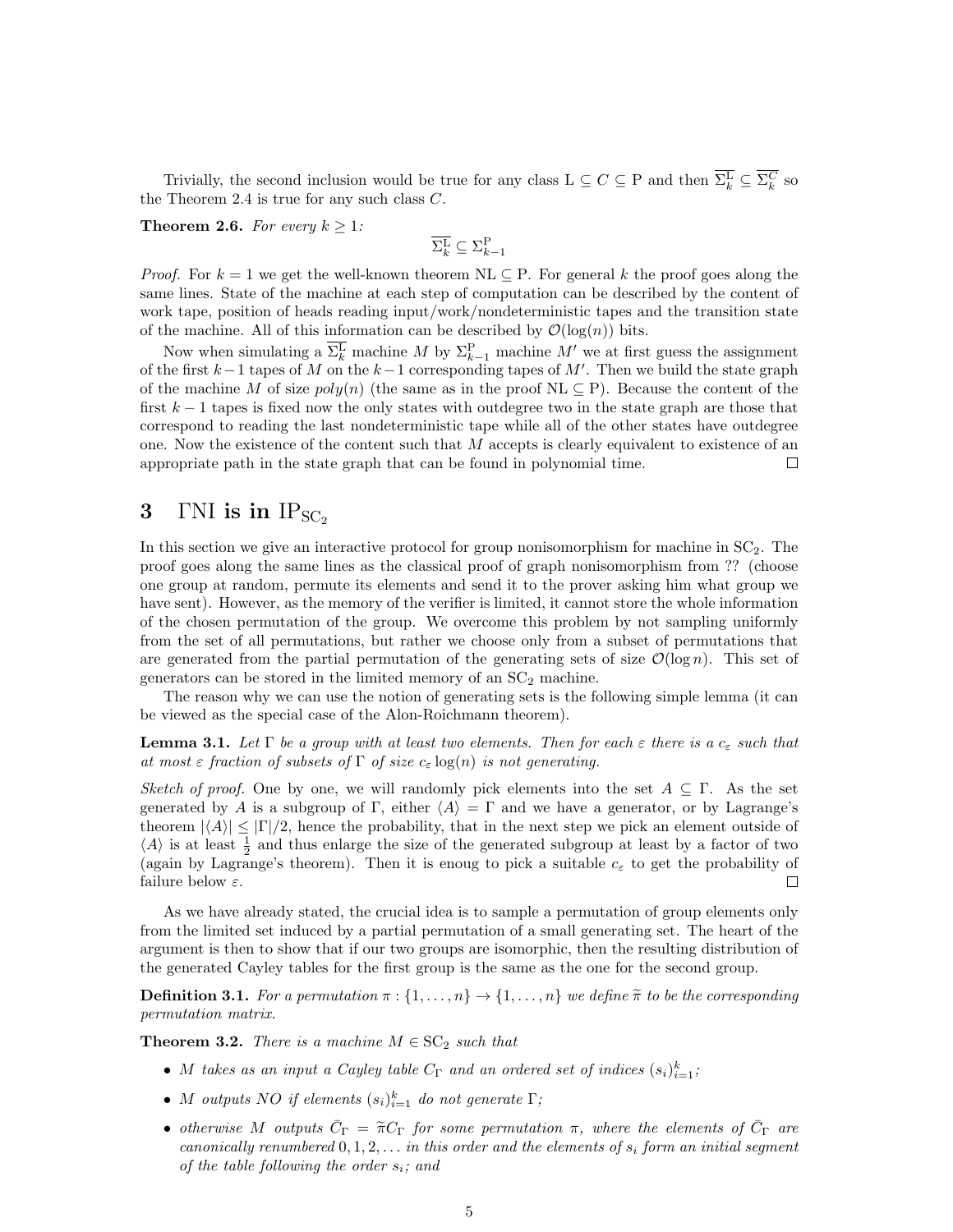Trivially, the second inclusion would be true for any class $\mathrm{L} \subseteq C \subseteq \mathrm{P}$ and then $\overline{\Sigma_k^{\mathrm{L}}} \subseteq \overline{\Sigma_k^{C}}$ so the Theorem 2.4 is true for any such class $C$.

**Theorem 2.6.** *For every $k \geq 1$:*

$$\overline{\Sigma_k^{\mathrm{L}}} \subseteq \Sigma_{k-1}^{\mathrm{P}}$$

*Proof.* For $k = 1$ we get the well-known theorem $\mathrm{NL} \subseteq \mathrm{P}$. For general $k$ the proof goes along the same lines. State of the machine at each step of computation can be described by the content of work tape, position of heads reading input/work/nondeterministic tapes and the transition state of the machine. All of this information can be described by $\mathcal{O}(\log(n))$ bits.

Now when simulating a $\overline{\Sigma_k^{\mathrm{L}}}$ machine $M$ by $\Sigma_{k-1}^{\mathrm{P}}$ machine $M'$ we at first guess the assignment of the first $k-1$ tapes of $M$ on the $k-1$ corresponding tapes of $M'$. Then we build the state graph of the machine $M$ of size $poly(n)$ (the same as in the proof $\mathrm{NL} \subseteq \mathrm{P}$). Because the content of the first $k-1$ tapes is fixed now the only states with outdegree two in the state graph are those that correspond to reading the last nondeterministic tape while all of the other states have outdegree one. Now the existence of the content such that $M$ accepts is clearly equivalent to existence of an appropriate path in the state graph that can be found in polynomial time. $\square$

# 3 $\Gamma$NI is in $\mathrm{IP}_{\mathrm{SC}_2}$

In this section we give an interactive protocol for group nonisomorphism for machine in $\mathrm{SC}_2$. The proof goes along the same lines as the classical proof of graph nonisomorphism from ?? (choose one group at random, permute its elements and send it to the prover asking him what group we have sent). However, as the memory of the verifier is limited, it cannot store the whole information of the chosen permutation of the group. We overcome this problem by not sampling uniformly from the set of all permutations, but rather we choose only from a subset of permutations that are generated from the partial permutation of the generating sets of size $\mathcal{O}(\log n)$. This set of generators can be stored in the limited memory of an $\mathrm{SC}_2$ machine.

The reason why we can use the notion of generating sets is the following simple lemma (it can be viewed as the special case of the Alon-Roichmann theorem).

**Lemma 3.1.** *Let $\Gamma$ be a group with at least two elements. Then for each $\varepsilon$ there is a $c_\varepsilon$ such that at most $\varepsilon$ fraction of subsets of $\Gamma$ of size $c_\varepsilon \log(n)$ is not generating.*

*Sketch of proof.* One by one, we will randomly pick elements into the set $A \subseteq \Gamma$. As the set generated by $A$ is a subgroup of $\Gamma$, either $\langle A \rangle = \Gamma$ and we have a generator, or by Lagrange's theorem $|\langle A \rangle| \leq |\Gamma|/2$, hence the probability, that in the next step we pick an element outside of $\langle A \rangle$ is at least $\frac{1}{2}$ and thus enlarge the size of the generated subgroup at least by a factor of two (again by Lagrange's theorem). Then it is enoug to pick a suitable $c_\varepsilon$ to get the probability of failure below $\varepsilon$. $\square$

As we have already stated, the crucial idea is to sample a permutation of group elements only from the limited set induced by a partial permutation of a small generating set. The heart of the argument is then to show that if our two groups are isomorphic, then the resulting distribution of the generated Cayley tables for the first group is the same as the one for the second group.

**Definition 3.1.** *For a permutation $\pi : \{1, \ldots, n\} \to \{1, \ldots, n\}$ we define $\widetilde{\pi}$ to be the corresponding permutation matrix.*

**Theorem 3.2.** *There is a machine $M \in \mathrm{SC}_2$ such that*

- *$M$ takes as an input a Cayley table $C_\Gamma$ and an ordered set of indices $(s_i)_{i=1}^k$;*
- *$M$ outputs NO if elements $(s_i)_{i=1}^k$ do not generate $\Gamma$;*
- *otherwise $M$ outputs $\bar{C}_\Gamma = \widetilde{\pi} C_\Gamma$ for some permutation $\pi$, where the elements of $\bar{C}_\Gamma$ are canonically renumbered $0, 1, 2, \ldots$ in this order and the elements of $s_i$ form an initial segment of the table following the order $s_i$; and*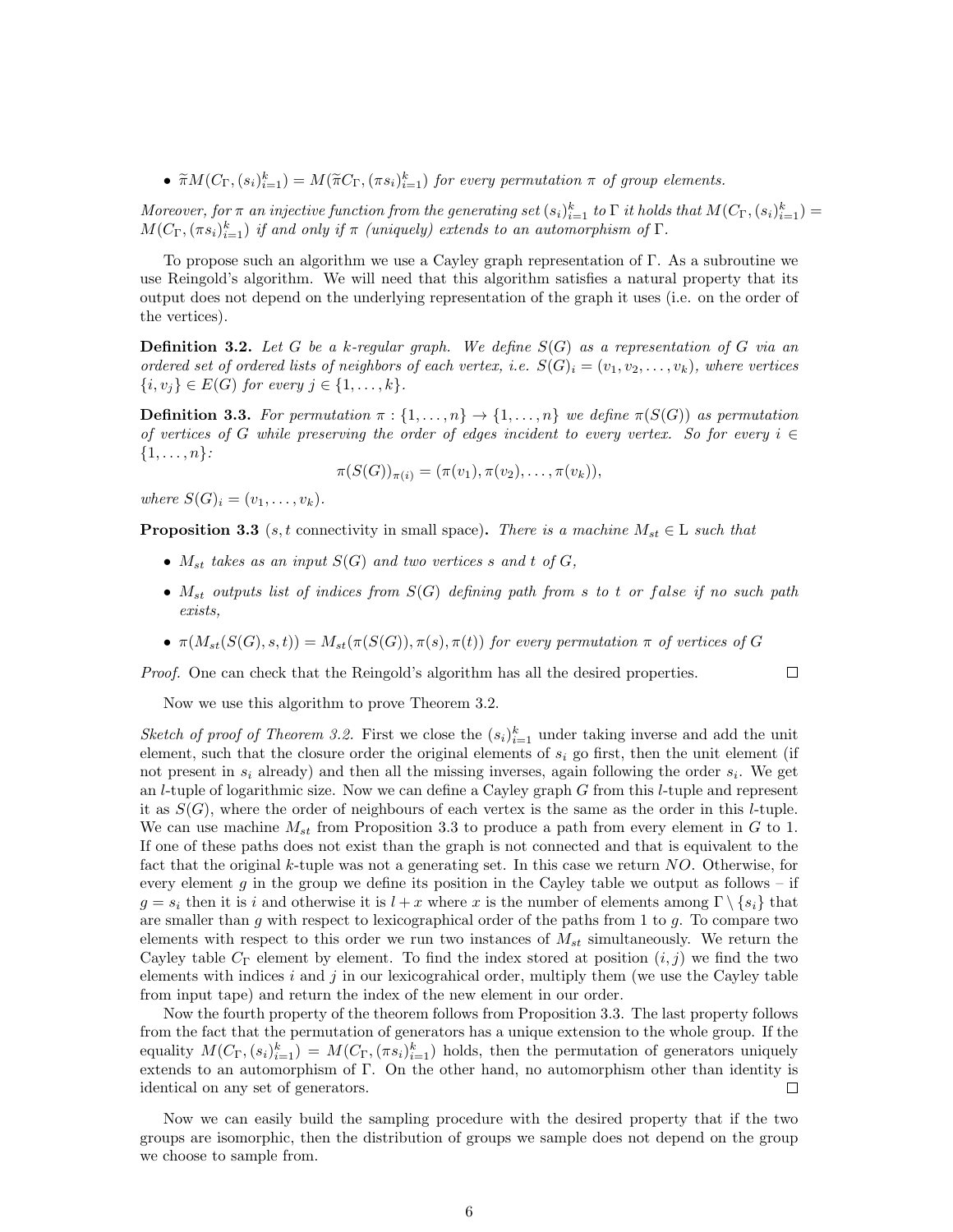- $\widetilde{\pi}M(C_\Gamma, (s_i)_{i=1}^k) = M(\widetilde{\pi}C_\Gamma, (\pi s_i)_{i=1}^k)$ *for every permutation* $\pi$ *of group elements.*

*Moreover, for* $\pi$ *an injective function from the generating set* $(s_i)_{i=1}^k$ *to* $\Gamma$ *it holds that* $M(C_\Gamma, (s_i)_{i=1}^k) = M(C_\Gamma, (\pi s_i)_{i=1}^k)$ *if and only if* $\pi$ *(uniquely) extends to an automorphism of* $\Gamma$*.*

To propose such an algorithm we use a Cayley graph representation of $\Gamma$. As a subroutine we use Reingold's algorithm. We will need that this algorithm satisfies a natural property that its output does not depend on the underlying representation of the graph it uses (i.e. on the order of the vertices).

**Definition 3.2.** *Let* $G$ *be a* $k$*-regular graph. We define* $S(G)$ *as a representation of* $G$ *via an ordered set of ordered lists of neighbors of each vertex, i.e.* $S(G)_i = (v_1, v_2, \ldots, v_k)$*, where vertices* $\{i, v_j\} \in E(G)$ *for every* $j \in \{1, \ldots, k\}$*.*

**Definition 3.3.** *For permutation* $\pi : \{1, \ldots, n\} \to \{1, \ldots, n\}$ *we define* $\pi(S(G))$ *as permutation of vertices of* $G$ *while preserving the order of edges incident to every vertex. So for every* $i \in \{1, \ldots, n\}$*:*

$$\pi(S(G))_{\pi(i)} = (\pi(v_1), \pi(v_2), \ldots, \pi(v_k)),$$

*where* $S(G)_i = (v_1, \ldots, v_k)$*.*

**Proposition 3.3** ($s, t$ connectivity in small space)**.** *There is a machine* $M_{st} \in \mathrm{L}$ *such that*

- $M_{st}$ *takes as an input* $S(G)$ *and two vertices* $s$ *and* $t$ *of* $G$*,*
- $M_{st}$ *outputs list of indices from* $S(G)$ *defining path from* $s$ *to* $t$ *or* $false$ *if no such path exists,*
- $\pi(M_{st}(S(G), s, t)) = M_{st}(\pi(S(G)), \pi(s), \pi(t))$ *for every permutation* $\pi$ *of vertices of* $G$

*Proof.* One can check that the Reingold's algorithm has all the desired properties. ∎

Now we use this algorithm to prove Theorem 3.2.

*Sketch of proof of Theorem 3.2.* First we close the $(s_i)_{i=1}^k$ under taking inverse and add the unit element, such that the closure order the original elements of $s_i$ go first, then the unit element (if not present in $s_i$ already) and then all the missing inverses, again following the order $s_i$. We get an $l$-tuple of logarithmic size. Now we can define a Cayley graph $G$ from this $l$-tuple and represent it as $S(G)$, where the order of neighbours of each vertex is the same as the order in this $l$-tuple. We can use machine $M_{st}$ from Proposition 3.3 to produce a path from every element in $G$ to 1. If one of these paths does not exist than the graph is not connected and that is equivalent to the fact that the original $k$-tuple was not a generating set. In this case we return $NO$. Otherwise, for every element $g$ in the group we define its position in the Cayley table we output as follows – if $g = s_i$ then it is $i$ and otherwise it is $l + x$ where $x$ is the number of elements among $\Gamma \setminus \{s_i\}$ that are smaller than $g$ with respect to lexicographical order of the paths from 1 to $g$. To compare two elements with respect to this order we run two instances of $M_{st}$ simultaneously. We return the Cayley table $C_\Gamma$ element by element. To find the index stored at position $(i, j)$ we find the two elements with indices $i$ and $j$ in our lexicograhical order, multiply them (we use the Cayley table from input tape) and return the index of the new element in our order.

Now the fourth property of the theorem follows from Proposition 3.3. The last property follows from the fact that the permutation of generators has a unique extension to the whole group. If the equality $M(C_\Gamma, (s_i)_{i=1}^k) = M(C_\Gamma, (\pi s_i)_{i=1}^k)$ holds, then the permutation of generators uniquely extends to an automorphism of $\Gamma$. On the other hand, no automorphism other than identity is identical on any set of generators. ∎

Now we can easily build the sampling procedure with the desired property that if the two groups are isomorphic, then the distribution of groups we sample does not depend on the group we choose to sample from.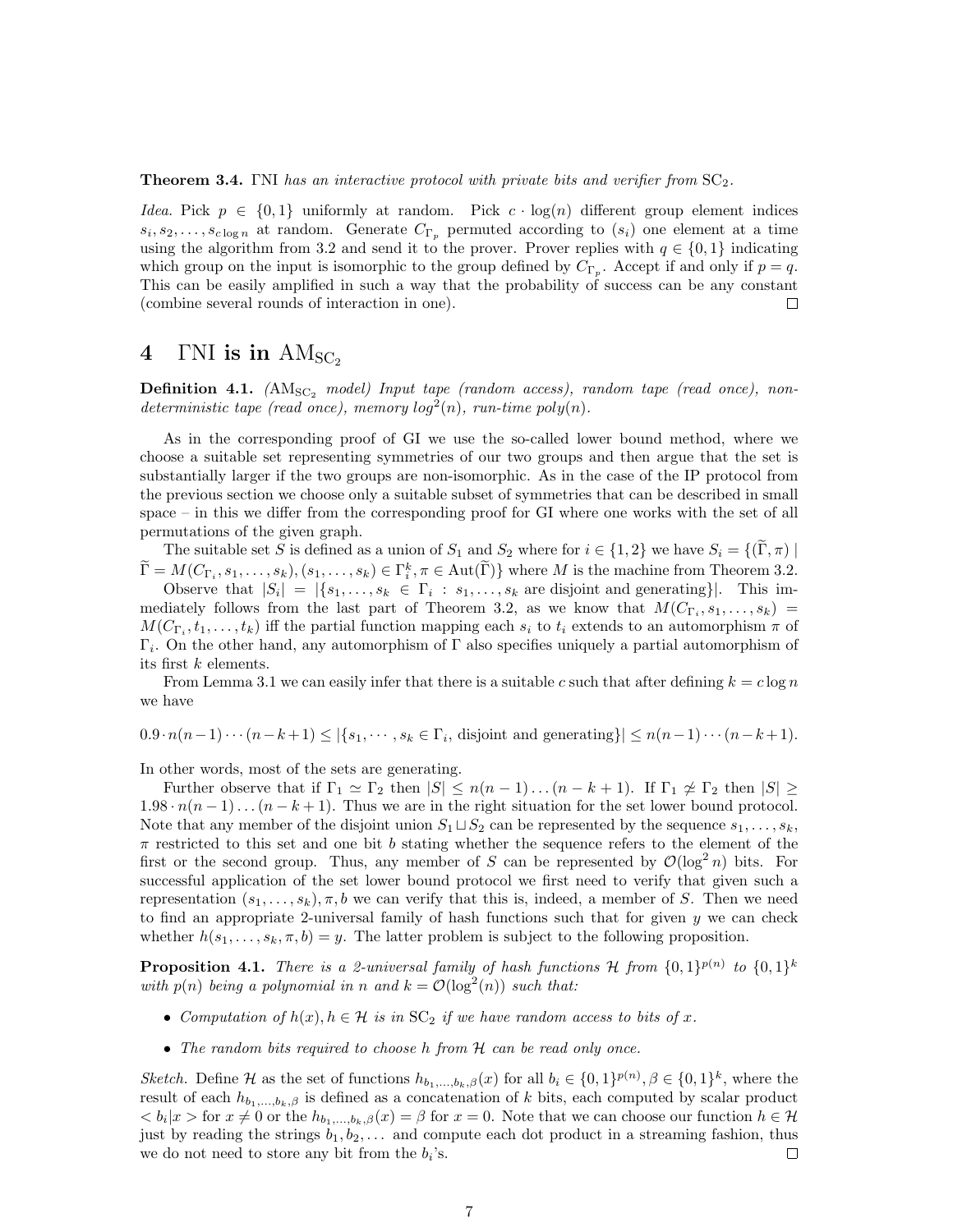**Theorem 3.4.** *$\Gamma$NI has an interactive protocol with private bits and verifier from $\mathrm{SC}_2$.*

*Idea.* Pick $p \in \{0,1\}$ uniformly at random. Pick $c \cdot \log(n)$ different group element indices $s_i, s_2, \ldots, s_{c \log n}$ at random. Generate $C_{\Gamma_p}$ permuted according to $(s_i)$ one element at a time using the algorithm from 3.2 and send it to the prover. Prover replies with $q \in \{0,1\}$ indicating which group on the input is isomorphic to the group defined by $C_{\Gamma_p}$. Accept if and only if $p = q$. This can be easily amplified in such a way that the probability of success can be any constant (combine several rounds of interaction in one). $\square$

## 4 $\Gamma$NI is in $\mathrm{AM}_{\mathrm{SC}_2}$

**Definition 4.1.** *($\mathrm{AM}_{\mathrm{SC}_2}$ model) Input tape (random access), random tape (read once), non-deterministic tape (read once), memory $log^2(n)$, run-time poly(n).*

As in the corresponding proof of GI we use the so-called lower bound method, where we choose a suitable set representing symmetries of our two groups and then argue that the set is substantially larger if the two groups are non-isomorphic. As in the case of the IP protocol from the previous section we choose only a suitable subset of symmetries that can be described in small space – in this we differ from the corresponding proof for GI where one works with the set of all permutations of the given graph.

The suitable set $S$ is defined as a union of $S_1$ and $S_2$ where for $i \in \{1,2\}$ we have $S_i = \{(\widetilde{\Gamma}, \pi) \mid \widetilde{\Gamma} = M(C_{\Gamma_i}, s_1, \ldots, s_k), (s_1, \ldots, s_k) \in \Gamma_i^k, \pi \in \mathrm{Aut}(\widetilde{\Gamma})\}$ where $M$ is the machine from Theorem 3.2.

Observe that $|S_i| = |\{s_1, \ldots, s_k \in \Gamma_i : s_1, \ldots, s_k \text{ are disjoint and generating}\}|$. This immediately follows from the last part of Theorem 3.2, as we know that $M(C_{\Gamma_i}, s_1, \ldots, s_k) = M(C_{\Gamma_i}, t_1, \ldots, t_k)$ iff the partial function mapping each $s_i$ to $t_i$ extends to an automorphism $\pi$ of $\Gamma_i$. On the other hand, any automorphism of $\Gamma$ also specifies uniquely a partial automorphism of its first $k$ elements.

From Lemma 3.1 we can easily infer that there is a suitable $c$ such that after defining $k = c \log n$ we have

$$0.9 \cdot n(n-1)\cdots(n-k+1) \leq |\{s_1, \cdots, s_k \in \Gamma_i, \text{ disjoint and generating}\}| \leq n(n-1)\cdots(n-k+1).$$

In other words, most of the sets are generating.

Further observe that if $\Gamma_1 \simeq \Gamma_2$ then $|S| \leq n(n-1)\ldots(n-k+1)$. If $\Gamma_1 \not\simeq \Gamma_2$ then $|S| \geq 1.98 \cdot n(n-1)\ldots(n-k+1)$. Thus we are in the right situation for the set lower bound protocol. Note that any member of the disjoint union $S_1 \sqcup S_2$ can be represented by the sequence $s_1, \ldots, s_k$, $\pi$ restricted to this set and one bit $b$ stating whether the sequence refers to the element of the first or the second group. Thus, any member of $S$ can be represented by $\mathcal{O}(\log^2 n)$ bits. For successful application of the set lower bound protocol we first need to verify that given such a representation $(s_1, \ldots, s_k), \pi, b$ we can verify that this is, indeed, a member of $S$. Then we need to find an appropriate 2-universal family of hash functions such that for given $y$ we can check whether $h(s_1, \ldots, s_k, \pi, b) = y$. The latter problem is subject to the following proposition.

**Proposition 4.1.** *There is a 2-universal family of hash functions $\mathcal{H}$ from $\{0,1\}^{p(n)}$ to $\{0,1\}^k$ with $p(n)$ being a polynomial in $n$ and $k = \mathcal{O}(\log^2(n))$ such that:*

- *Computation of $h(x), h \in \mathcal{H}$ is in $\mathrm{SC}_2$ if we have random access to bits of $x$.*
- *The random bits required to choose $h$ from $\mathcal{H}$ can be read only once.*

*Sketch.* Define $\mathcal{H}$ as the set of functions $h_{b_1,\ldots,b_k,\beta}(x)$ for all $b_i \in \{0,1\}^{p(n)}, \beta \in \{0,1\}^k$, where the result of each $h_{b_1,\ldots,b_k,\beta}$ is defined as a concatenation of $k$ bits, each computed by scalar product $< b_i | x >$ for $x \neq 0$ or the $h_{b_1,\ldots,b_k,\beta}(x) = \beta$ for $x = 0$. Note that we can choose our function $h \in \mathcal{H}$ just by reading the strings $b_1, b_2, \ldots$ and compute each dot product in a streaming fashion, thus we do not need to store any bit from the $b_i$'s. $\square$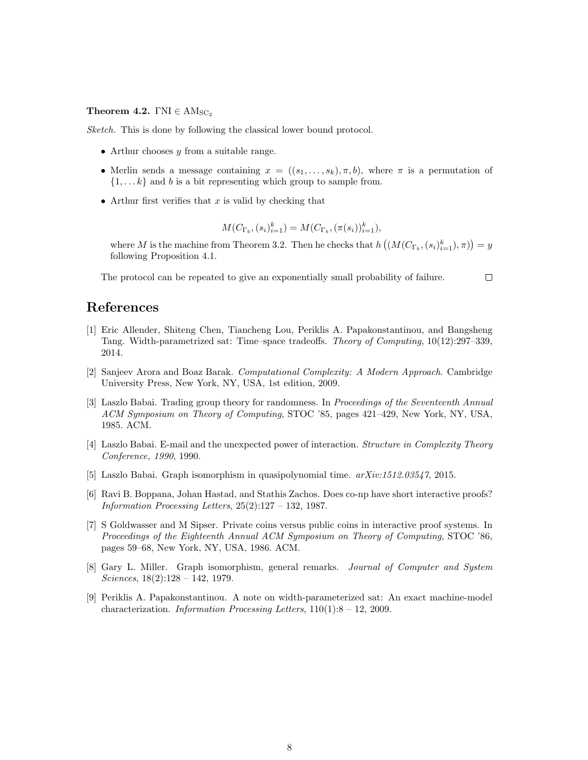**Theorem 4.2.** $\Gamma\text{NI} \in \text{AM}_{\text{SC}_2}$

*Sketch.* This is done by following the classical lower bound protocol.

- Arthur chooses $y$ from a suitable range.
- Merlin sends a message containing $x = ((s_1, \ldots, s_k), \pi, b)$, where $\pi$ is a permutation of $\{1, \ldots k\}$ and $b$ is a bit representing which group to sample from.
- Arthur first verifies that $x$ is valid by checking that

$$M(C_{\Gamma_b}, (s_i)_{i=1}^k) = M(C_{\Gamma_b}, (\pi(s_i))_{i=1}^k),$$

  where $M$ is the machine from Theorem 3.2. Then he checks that $h\left((M(C_{\Gamma_b}, (s_i)_{i=1}^k), \pi)\right) = y$ following Proposition 4.1.

The protocol can be repeated to give an exponentially small probability of failure. $\square$

## References

[1] Eric Allender, Shiteng Chen, Tiancheng Lou, Periklis A. Papakonstantinou, and Bangsheng Tang. Width-parametrized sat: Time–space tradeoffs. *Theory of Computing*, 10(12):297–339, 2014.

[2] Sanjeev Arora and Boaz Barak. *Computational Complexity: A Modern Approach*. Cambridge University Press, New York, NY, USA, 1st edition, 2009.

[3] Laszlo Babai. Trading group theory for randomness. In *Proceedings of the Seventeenth Annual ACM Symposium on Theory of Computing*, STOC '85, pages 421–429, New York, NY, USA, 1985. ACM.

[4] Laszlo Babai. E-mail and the unexpected power of interaction. *Structure in Complexity Theory Conference, 1990*, 1990.

[5] Laszlo Babai. Graph isomorphism in quasipolynomial time. *arXiv:1512.03547*, 2015.

[6] Ravi B. Boppana, Johan Hastad, and Stathis Zachos. Does co-np have short interactive proofs? *Information Processing Letters*, 25(2):127 – 132, 1987.

[7] S Goldwasser and M Sipser. Private coins versus public coins in interactive proof systems. In *Proceedings of the Eighteenth Annual ACM Symposium on Theory of Computing*, STOC '86, pages 59–68, New York, NY, USA, 1986. ACM.

[8] Gary L. Miller. Graph isomorphism, general remarks. *Journal of Computer and System Sciences*, 18(2):128 – 142, 1979.

[9] Periklis A. Papakonstantinou. A note on width-parameterized sat: An exact machine-model characterization. *Information Processing Letters*, 110(1):8 – 12, 2009.